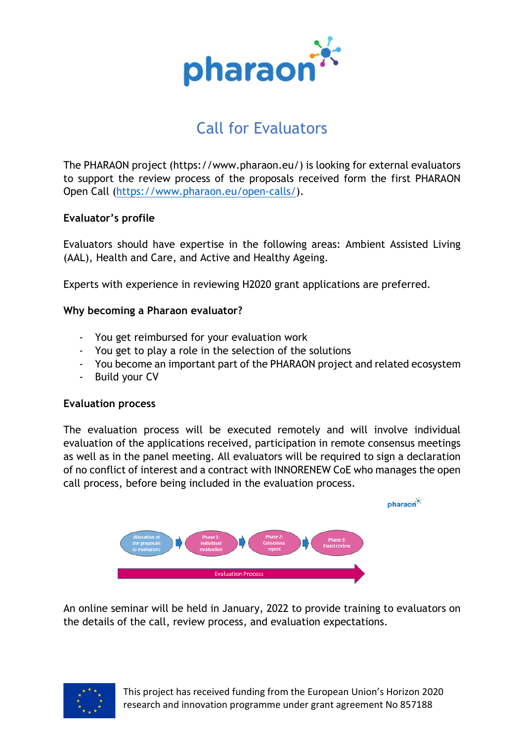# Call for Evaluators

The PHARAON project (https://www.pharaon.eu/) is looking for external evaluators to support the review process of the proposals received form the first PHARAON Open Call (https://www.pharaon.eu/open-calls/).

**Evaluator's profile**

Evaluators should have expertise in the following areas: Ambient Assisted Living (AAL), Health and Care, and Active and Healthy Ageing.

Experts with experience in reviewing H2020 grant applications are preferred.

**Why becoming a Pharaon evaluator?**

- You get reimbursed for your evaluation work
- You get to play a role in the selection of the solutions
- You become an important part of the PHARAON project and related ecosystem
- Build your CV

**Evaluation process**

The evaluation process will be executed remotely and will involve individual evaluation of the applications received, participation in remote consensus meetings as well as in the panel meeting. All evaluators will be required to sign a declaration of no conflict of interest and a contract with INNORENEW CoE who manages the open call process, before being included in the evaluation process.

Allocation of the proposals to evaluators → Phase 1: Individual evaluation → Phase 2: Consensus report → Phase 3: Panel review

Evaluation Process

An online seminar will be held in January, 2022 to provide training to evaluators on the details of the call, review process, and evaluation expectations.

This project has received funding from the European Union's Horizon 2020 research and innovation programme under grant agreement No 857188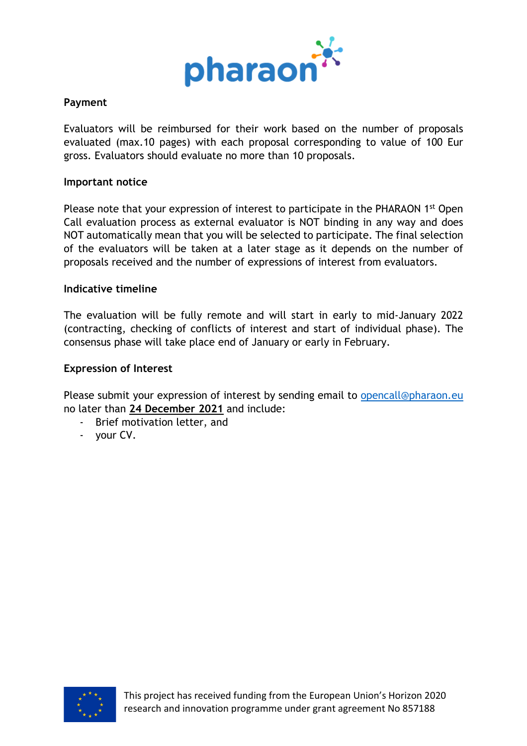**Payment**

Evaluators will be reimbursed for their work based on the number of proposals evaluated (max.10 pages) with each proposal corresponding to value of 100 Eur gross. Evaluators should evaluate no more than 10 proposals.

**Important notice**

Please note that your expression of interest to participate in the PHARAON 1st Open Call evaluation process as external evaluator is NOT binding in any way and does NOT automatically mean that you will be selected to participate. The final selection of the evaluators will be taken at a later stage as it depends on the number of proposals received and the number of expressions of interest from evaluators.

**Indicative timeline**

The evaluation will be fully remote and will start in early to mid-January 2022 (contracting, checking of conflicts of interest and start of individual phase). The consensus phase will take place end of January or early in February.

**Expression of Interest**

Please submit your expression of interest by sending email to opencall@pharaon.eu no later than **24 December 2021** and include:

- Brief motivation letter, and
- your CV.

This project has received funding from the European Union's Horizon 2020 research and innovation programme under grant agreement No 857188